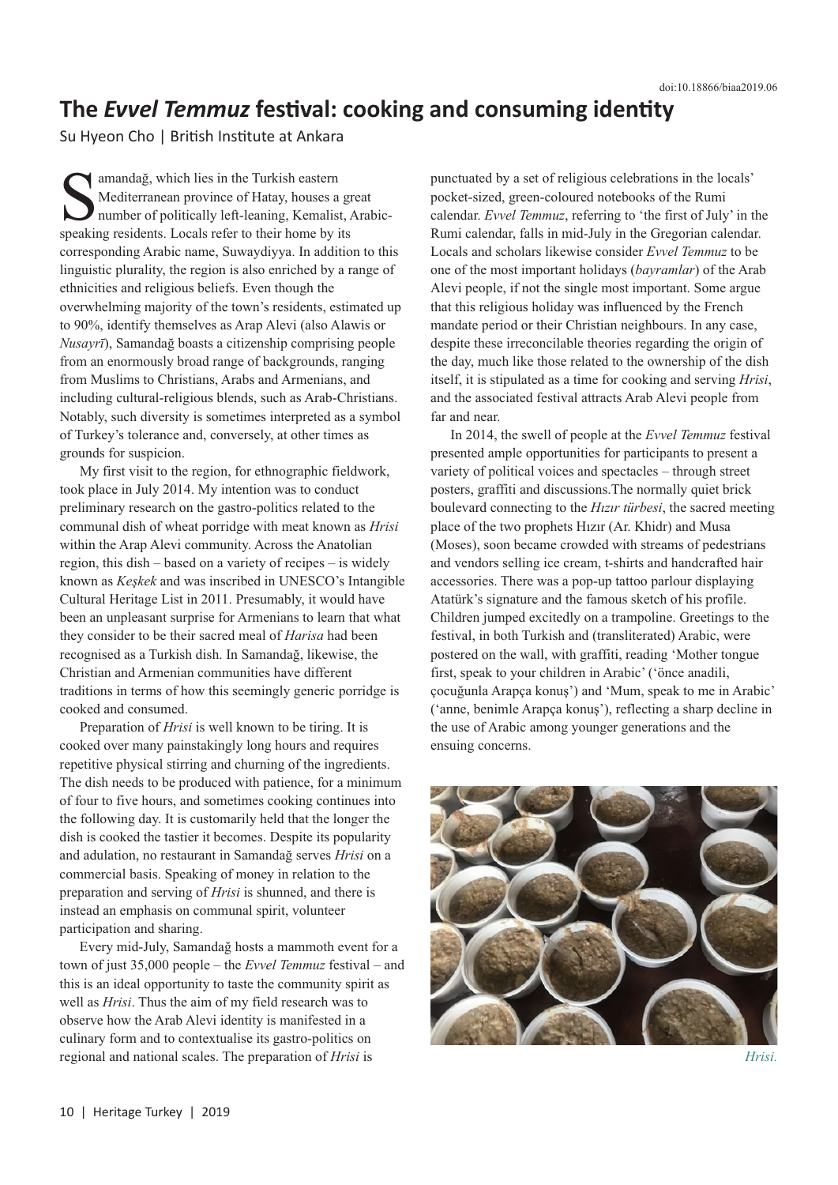doi:10.18866/biaa2019.06

# The *Evvel Temmuz* festival: cooking and consuming identity

Su Hyeon Cho | British Institute at Ankara

Samandağ, which lies in the Turkish eastern Mediterranean province of Hatay, houses a great number of politically left-leaning, Kemalist, Arabic-speaking residents. Locals refer to their home by its corresponding Arabic name, Suwaydiyya. In addition to this linguistic plurality, the region is also enriched by a range of ethnicities and religious beliefs. Even though the overwhelming majority of the town's residents, estimated up to 90%, identify themselves as Arap Alevi (also Alawis or *Nusayrī*), Samandağ boasts a citizenship comprising people from an enormously broad range of backgrounds, ranging from Muslims to Christians, Arabs and Armenians, and including cultural-religious blends, such as Arab-Christians. Notably, such diversity is sometimes interpreted as a symbol of Turkey's tolerance and, conversely, at other times as grounds for suspicion.

My first visit to the region, for ethnographic fieldwork, took place in July 2014. My intention was to conduct preliminary research on the gastro-politics related to the communal dish of wheat porridge with meat known as *Hrisi* within the Arap Alevi community. Across the Anatolian region, this dish – based on a variety of recipes – is widely known as *Keşkek* and was inscribed in UNESCO's Intangible Cultural Heritage List in 2011. Presumably, it would have been an unpleasant surprise for Armenians to learn that what they consider to be their sacred meal of *Harisa* had been recognised as a Turkish dish. In Samandağ, likewise, the Christian and Armenian communities have different traditions in terms of how this seemingly generic porridge is cooked and consumed.

Preparation of *Hrisi* is well known to be tiring. It is cooked over many painstakingly long hours and requires repetitive physical stirring and churning of the ingredients. The dish needs to be produced with patience, for a minimum of four to five hours, and sometimes cooking continues into the following day. It is customarily held that the longer the dish is cooked the tastier it becomes. Despite its popularity and adulation, no restaurant in Samandağ serves *Hrisi* on a commercial basis. Speaking of money in relation to the preparation and serving of *Hrisi* is shunned, and there is instead an emphasis on communal spirit, volunteer participation and sharing.

Every mid-July, Samandağ hosts a mammoth event for a town of just 35,000 people – the *Evvel Temmuz* festival – and this is an ideal opportunity to taste the community spirit as well as *Hrisi*. Thus the aim of my field research was to observe how the Arab Alevi identity is manifested in a culinary form and to contextualise its gastro-politics on regional and national scales. The preparation of *Hrisi* is punctuated by a set of religious celebrations in the locals' pocket-sized, green-coloured notebooks of the Rumi calendar. *Evvel Temmuz*, referring to 'the first of July' in the Rumi calendar, falls in mid-July in the Gregorian calendar. Locals and scholars likewise consider *Evvel Temmuz* to be one of the most important holidays (*bayramlar*) of the Arab Alevi people, if not the single most important. Some argue that this religious holiday was influenced by the French mandate period or their Christian neighbours. In any case, despite these irreconcilable theories regarding the origin of the day, much like those related to the ownership of the dish itself, it is stipulated as a time for cooking and serving *Hrisi*, and the associated festival attracts Arab Alevi people from far and near.

In 2014, the swell of people at the *Evvel Temmuz* festival presented ample opportunities for participants to present a variety of political voices and spectacles – through street posters, graffiti and discussions.The normally quiet brick boulevard connecting to the *Hızır türbesi*, the sacred meeting place of the two prophets Hızır (Ar. Khidr) and Musa (Moses), soon became crowded with streams of pedestrians and vendors selling ice cream, t-shirts and handcrafted hair accessories. There was a pop-up tattoo parlour displaying Atatürk's signature and the famous sketch of his profile. Children jumped excitedly on a trampoline. Greetings to the festival, in both Turkish and (transliterated) Arabic, were postered on the wall, with graffiti, reading 'Mother tongue first, speak to your children in Arabic' ('önce anadili, çocuğunla Arapça konuş') and 'Mum, speak to me in Arabic' ('anne, benimle Arapça konuş'), reflecting a sharp decline in the use of Arabic among younger generations and the ensuing concerns.

*Hrisi.*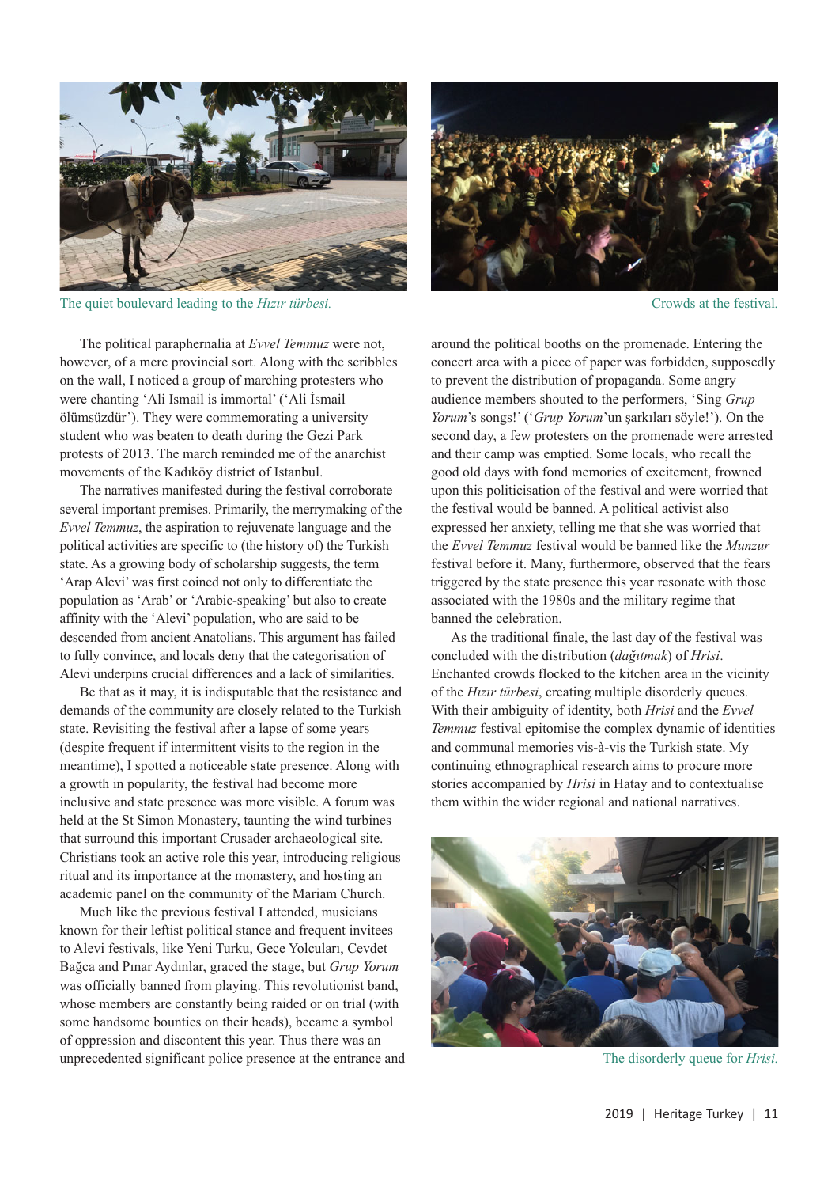The quiet boulevard leading to the *Hızır türbesi.*

Crowds at the festival.

The political paraphernalia at *Evvel Temmuz* were not, however, of a mere provincial sort. Along with the scribbles on the wall, I noticed a group of marching protesters who were chanting 'Ali Ismail is immortal' ('Ali İsmail ölümsüzdür'). They were commemorating a university student who was beaten to death during the Gezi Park protests of 2013. The march reminded me of the anarchist movements of the Kadıköy district of Istanbul.

The narratives manifested during the festival corroborate several important premises. Primarily, the merrymaking of the *Evvel Temmuz*, the aspiration to rejuvenate language and the political activities are specific to (the history of) the Turkish state. As a growing body of scholarship suggests, the term 'Arap Alevi' was first coined not only to differentiate the population as 'Arab' or 'Arabic-speaking' but also to create affinity with the 'Alevi' population, who are said to be descended from ancient Anatolians. This argument has failed to fully convince, and locals deny that the categorisation of Alevi underpins crucial differences and a lack of similarities.

Be that as it may, it is indisputable that the resistance and demands of the community are closely related to the Turkish state. Revisiting the festival after a lapse of some years (despite frequent if intermittent visits to the region in the meantime), I spotted a noticeable state presence. Along with a growth in popularity, the festival had become more inclusive and state presence was more visible. A forum was held at the St Simon Monastery, taunting the wind turbines that surround this important Crusader archaeological site. Christians took an active role this year, introducing religious ritual and its importance at the monastery, and hosting an academic panel on the community of the Mariam Church.

Much like the previous festival I attended, musicians known for their leftist political stance and frequent invitees to Alevi festivals, like Yeni Turku, Gece Yolcuları, Cevdet Bağca and Pınar Aydınlar, graced the stage, but *Grup Yorum* was officially banned from playing. This revolutionist band, whose members are constantly being raided or on trial (with some handsome bounties on their heads), became a symbol of oppression and discontent this year. Thus there was an unprecedented significant police presence at the entrance and around the political booths on the promenade. Entering the concert area with a piece of paper was forbidden, supposedly to prevent the distribution of propaganda. Some angry audience members shouted to the performers, 'Sing *Grup Yorum*'s songs!' ('*Grup Yorum*'un şarkıları söyle!'). On the second day, a few protesters on the promenade were arrested and their camp was emptied. Some locals, who recall the good old days with fond memories of excitement, frowned upon this politicisation of the festival and were worried that the festival would be banned. A political activist also expressed her anxiety, telling me that she was worried that the *Evvel Temmuz* festival would be banned like the *Munzur* festival before it. Many, furthermore, observed that the fears triggered by the state presence this year resonate with those associated with the 1980s and the military regime that banned the celebration.

As the traditional finale, the last day of the festival was concluded with the distribution (*dağıtmak*) of *Hrisi*. Enchanted crowds flocked to the kitchen area in the vicinity of the *Hızır türbesi*, creating multiple disorderly queues. With their ambiguity of identity, both *Hrisi* and the *Evvel Temmuz* festival epitomise the complex dynamic of identities and communal memories vis-à-vis the Turkish state. My continuing ethnographical research aims to procure more stories accompanied by *Hrisi* in Hatay and to contextualise them within the wider regional and national narratives.

The disorderly queue for *Hrisi.*